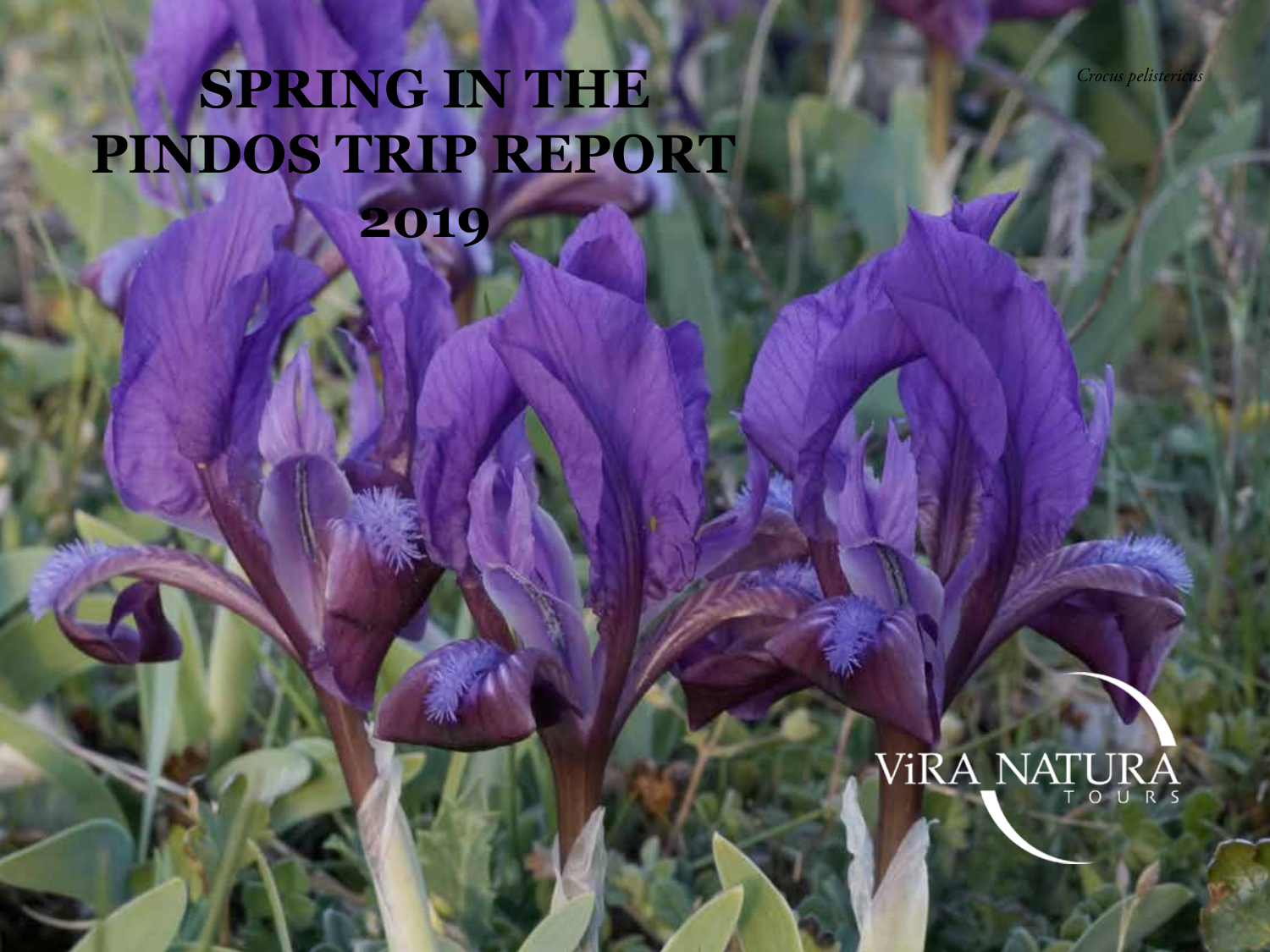# SPRING IN THE PINDOS TRIP REPORT 2019

*Crocus pelistericus*

ViRA NATURA TOURS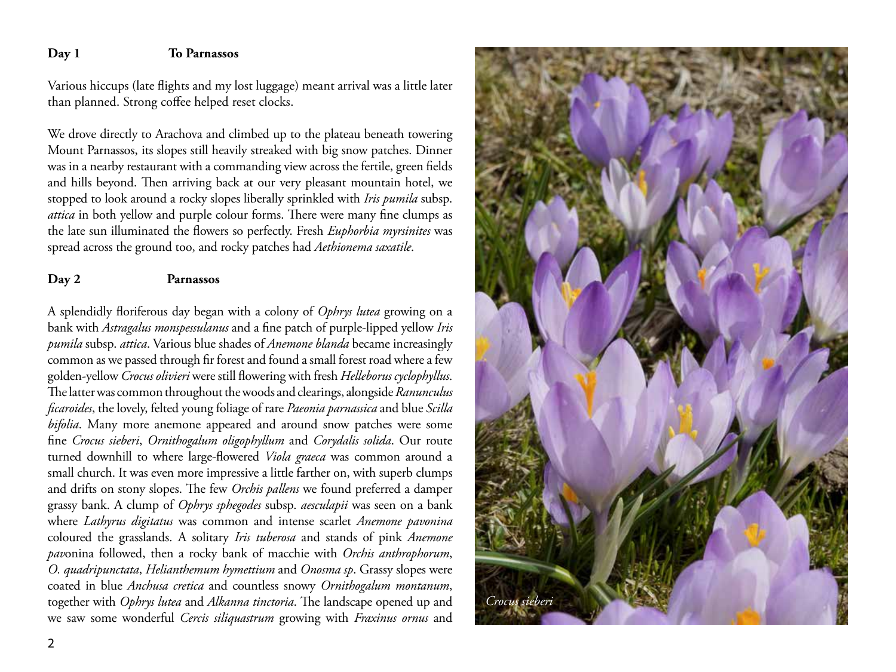**Day 1** **To Parnassos**

Various hiccups (late flights and my lost luggage) meant arrival was a little later than planned. Strong coffee helped reset clocks.

We drove directly to Arachova and climbed up to the plateau beneath towering Mount Parnassos, its slopes still heavily streaked with big snow patches. Dinner was in a nearby restaurant with a commanding view across the fertile, green fields and hills beyond. Then arriving back at our very pleasant mountain hotel, we stopped to look around a rocky slopes liberally sprinkled with *Iris pumila* subsp. *attica* in both yellow and purple colour forms. There were many fine clumps as the late sun illuminated the flowers so perfectly. Fresh *Euphorbia myrsinites* was spread across the ground too, and rocky patches had *Aethionema saxatile*.

**Day 2** **Parnassos**

A splendidly floriferous day began with a colony of *Ophrys lutea* growing on a bank with *Astragalus monspessulanus* and a fine patch of purple-lipped yellow *Iris pumila* subsp. *attica*. Various blue shades of *Anemone blanda* became increasingly common as we passed through fir forest and found a small forest road where a few golden-yellow *Crocus olivieri* were still flowering with fresh *Helleborus cyclophyllus*. The latter was common throughout the woods and clearings, alongside *Ranunculus ficaroides*, the lovely, felted young foliage of rare *Paeonia parnassica* and blue *Scilla bifolia*. Many more anemone appeared and around snow patches were some fine *Crocus sieberi*, *Ornithogalum oligophyllum* and *Corydalis solida*. Our route turned downhill to where large-flowered *Viola graeca* was common around a small church. It was even more impressive a little farther on, with superb clumps and drifts on stony slopes. The few *Orchis pallens* we found preferred a damper grassy bank. A clump of *Ophrys sphegodes* subsp. *aesculapii* was seen on a bank where *Lathyrus digitatus* was common and intense scarlet *Anemone pavonina* coloured the grasslands. A solitary *Iris tuberosa* and stands of pink *Anemone pavonina* followed, then a rocky bank of macchie with *Orchis anthrophorum*, *O. quadripunctata*, *Helianthemum hymettium* and *Onosma sp*. Grassy slopes were coated in blue *Anchusa cretica* and countless snowy *Ornithogalum montanum*, together with *Ophrys lutea* and *Alkanna tinctoria*. The landscape opened up and we saw some wonderful *Cercis siliquastrum* growing with *Fraxinus ornus* and

*Crocus sieberi*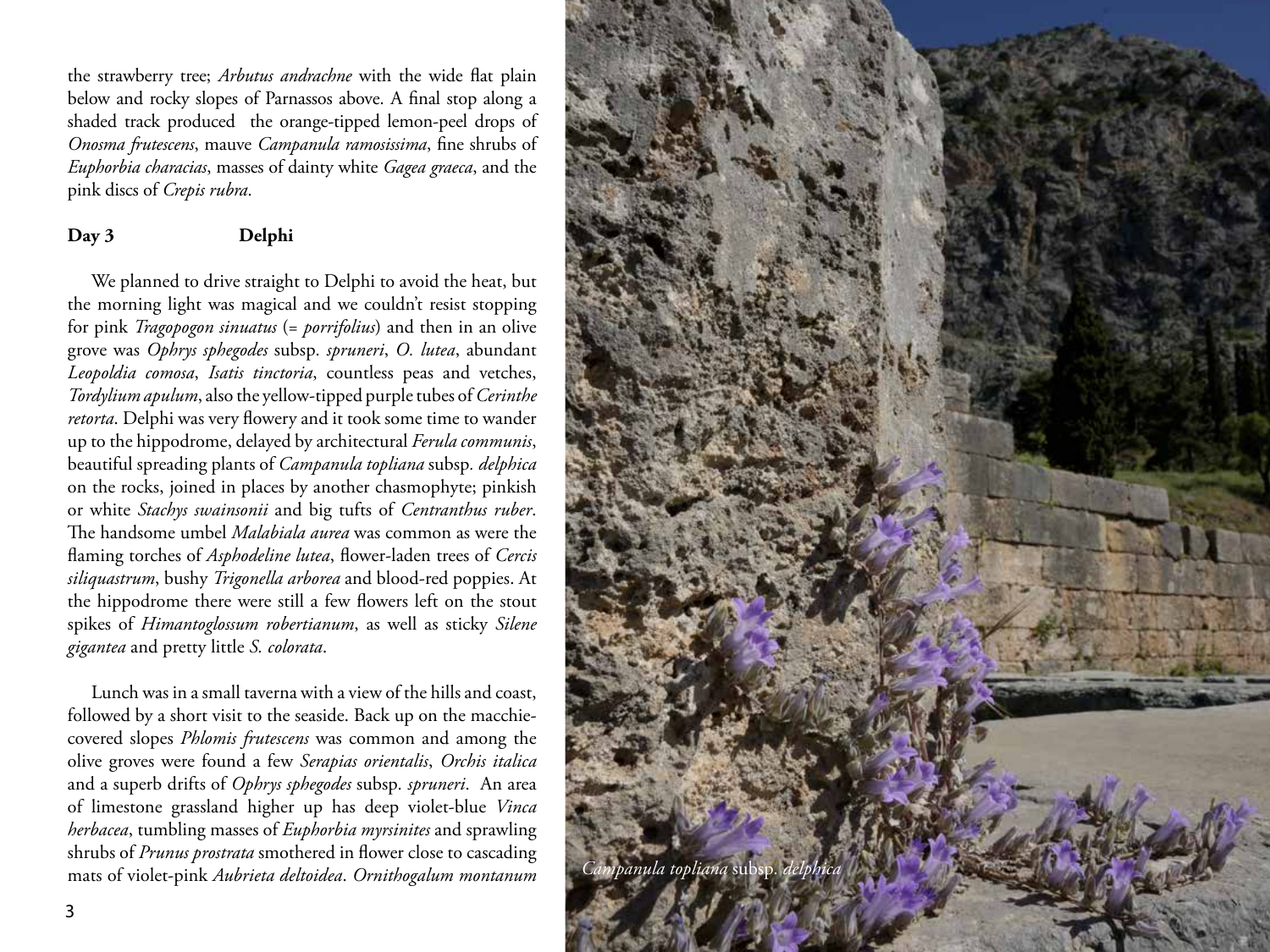the strawberry tree; *Arbutus andrachne* with the wide flat plain below and rocky slopes of Parnassos above. A final stop along a shaded track produced the orange-tipped lemon-peel drops of *Onosma frutescens*, mauve *Campanula ramosissima*, fine shrubs of *Euphorbia characias*, masses of dainty white *Gagea graeca*, and the pink discs of *Crepis rubra*.

**Day 3 Delphi**

We planned to drive straight to Delphi to avoid the heat, but the morning light was magical and we couldn't resist stopping for pink *Tragopogon sinuatus* (= *porrifolius*) and then in an olive grove was *Ophrys sphegodes* subsp. *spruneri*, *O. lutea*, abundant *Leopoldia comosa*, *Isatis tinctoria*, countless peas and vetches, *Tordylium apulum*, also the yellow-tipped purple tubes of *Cerinthe retorta*. Delphi was very flowery and it took some time to wander up to the hippodrome, delayed by architectural *Ferula communis*, beautiful spreading plants of *Campanula topliana* subsp. *delphica* on the rocks, joined in places by another chasmophyte; pinkish or white *Stachys swainsonii* and big tufts of *Centranthus ruber*. The handsome umbel *Malabiala aurea* was common as were the flaming torches of *Asphodeline lutea*, flower-laden trees of *Cercis siliquastrum*, bushy *Trigonella arborea* and blood-red poppies. At the hippodrome there were still a few flowers left on the stout spikes of *Himantoglossum robertianum*, as well as sticky *Silene gigantea* and pretty little *S. colorata*.

Lunch was in a small taverna with a view of the hills and coast, followed by a short visit to the seaside. Back up on the macchie-covered slopes *Phlomis frutescens* was common and among the olive groves were found a few *Serapias orientalis*, *Orchis italica* and a superb drifts of *Ophrys sphegodes* subsp. *spruneri*. An area of limestone grassland higher up has deep violet-blue *Vinca herbacea*, tumbling masses of *Euphorbia myrsinites* and sprawling shrubs of *Prunus prostrata* smothered in flower close to cascading mats of violet-pink *Aubrieta deltoidea*. *Ornithogalum montanum*

*Campanula topliana* subsp. *delphica*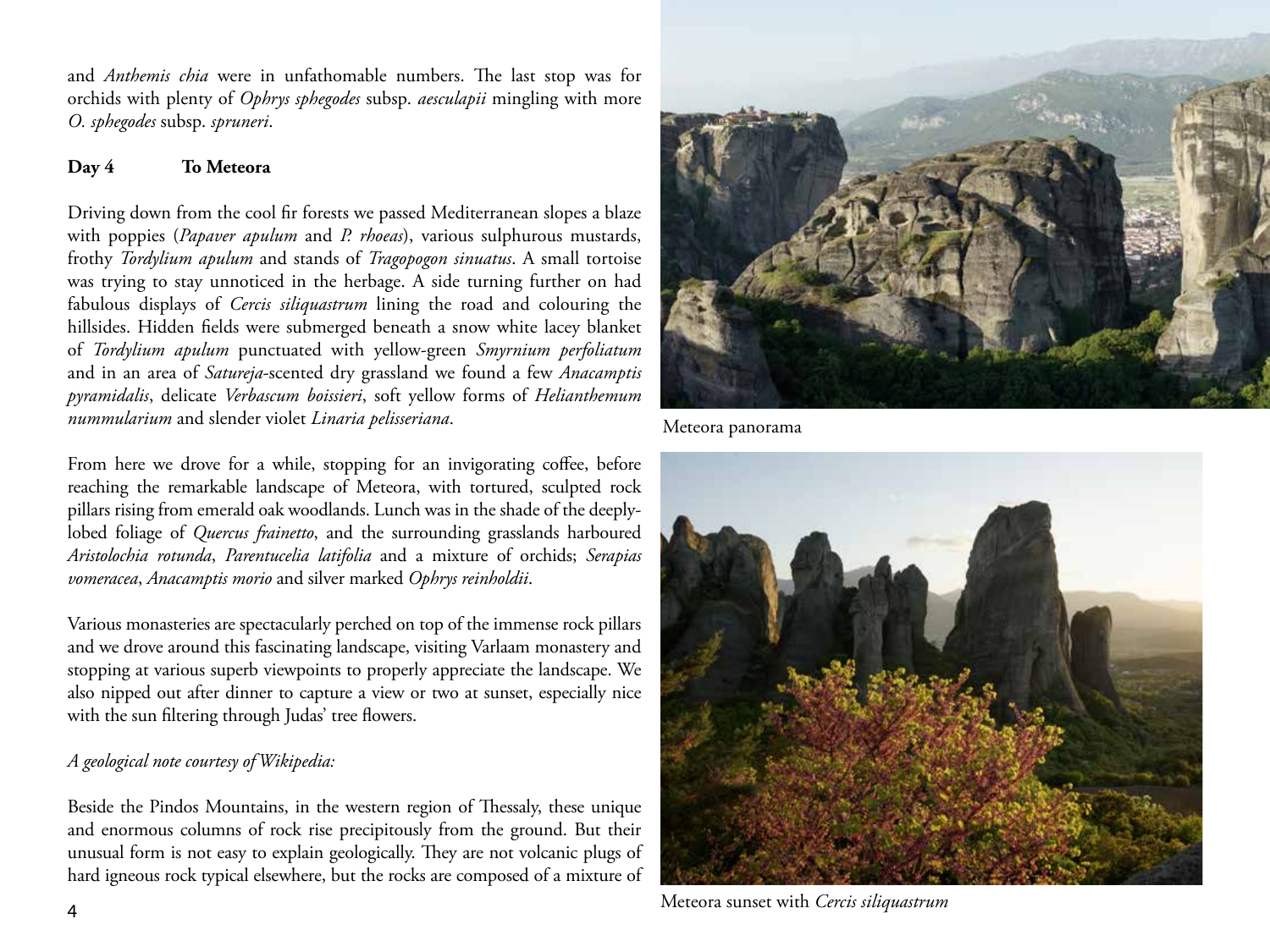and *Anthemis chia* were in unfathomable numbers. The last stop was for orchids with plenty of *Ophrys sphegodes* subsp. *aesculapii* mingling with more *O. sphegodes* subsp. *spruneri*.

**Day 4 To Meteora**

Driving down from the cool fir forests we passed Mediterranean slopes a blaze with poppies (*Papaver apulum* and *P. rhoeas*), various sulphurous mustards, frothy *Tordylium apulum* and stands of *Tragopogon sinuatus*. A small tortoise was trying to stay unnoticed in the herbage. A side turning further on had fabulous displays of *Cercis siliquastrum* lining the road and colouring the hillsides. Hidden fields were submerged beneath a snow white lacey blanket of *Tordylium apulum* punctuated with yellow-green *Smyrnium perfoliatum* and in an area of *Satureja*-scented dry grassland we found a few *Anacamptis pyramidalis*, delicate *Verbascum boissieri*, soft yellow forms of *Helianthemum nummularium* and slender violet *Linaria pelisseriana*.

From here we drove for a while, stopping for an invigorating coffee, before reaching the remarkable landscape of Meteora, with tortured, sculpted rock pillars rising from emerald oak woodlands. Lunch was in the shade of the deeply-lobed foliage of *Quercus frainetto*, and the surrounding grasslands harboured *Aristolochia rotunda*, *Parentucelia latifolia* and a mixture of orchids; *Serapias vomeracea*, *Anacamptis morio* and silver marked *Ophrys reinholdii*.

Various monasteries are spectacularly perched on top of the immense rock pillars and we drove around this fascinating landscape, visiting Varlaam monastery and stopping at various superb viewpoints to properly appreciate the landscape. We also nipped out after dinner to capture a view or two at sunset, especially nice with the sun filtering through Judas' tree flowers.

*A geological note courtesy of Wikipedia:*

Beside the Pindos Mountains, in the western region of Thessaly, these unique and enormous columns of rock rise precipitously from the ground. But their unusual form is not easy to explain geologically. They are not volcanic plugs of hard igneous rock typical elsewhere, but the rocks are composed of a mixture of

Meteora panorama

Meteora sunset with *Cercis siliquastrum*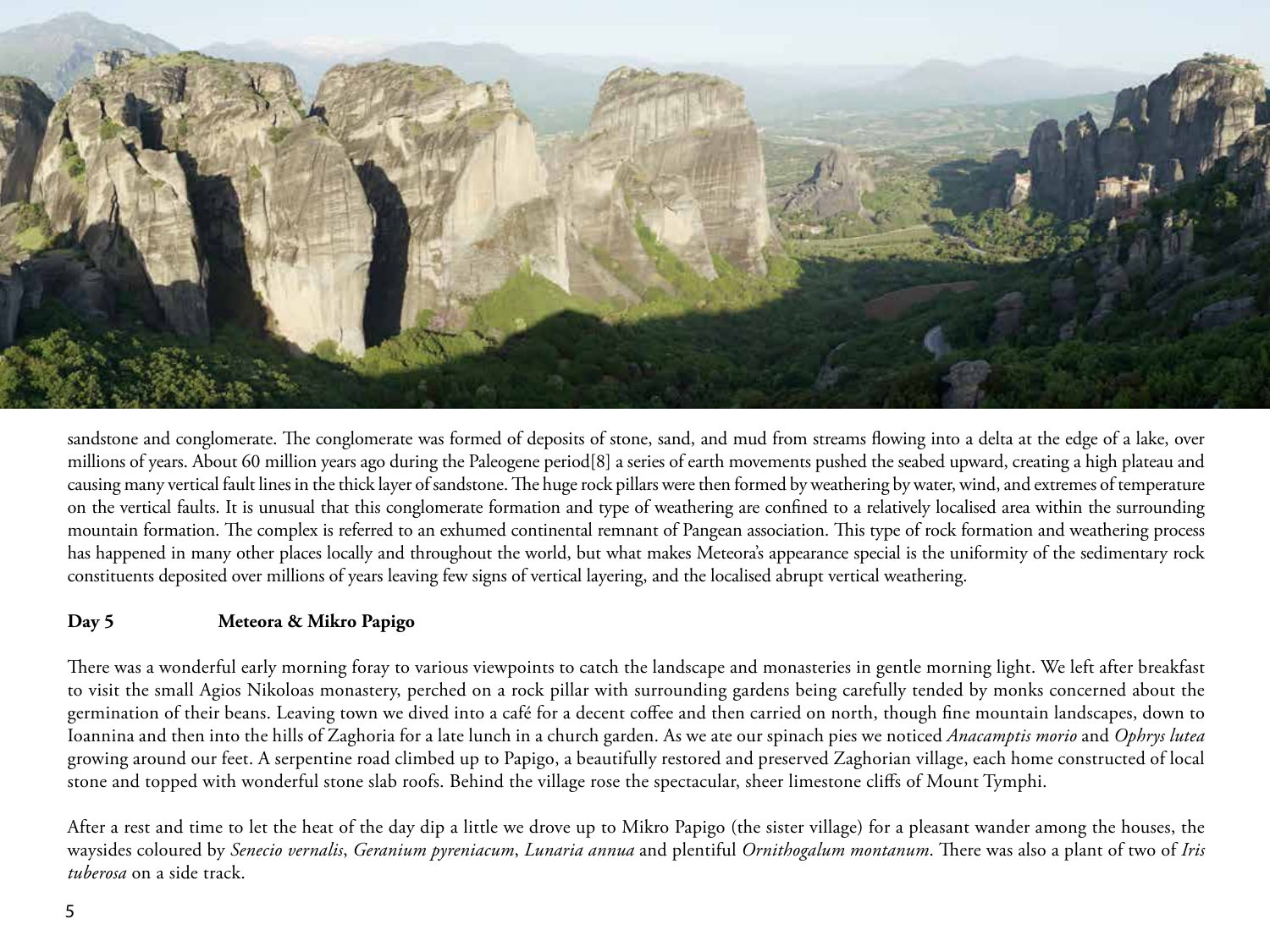sandstone and conglomerate. The conglomerate was formed of deposits of stone, sand, and mud from streams flowing into a delta at the edge of a lake, over millions of years. About 60 million years ago during the Paleogene period[8] a series of earth movements pushed the seabed upward, creating a high plateau and causing many vertical fault lines in the thick layer of sandstone. The huge rock pillars were then formed by weathering by water, wind, and extremes of temperature on the vertical faults. It is unusual that this conglomerate formation and type of weathering are confined to a relatively localised area within the surrounding mountain formation. The complex is referred to an exhumed continental remnant of Pangean association. This type of rock formation and weathering process has happened in many other places locally and throughout the world, but what makes Meteora's appearance special is the uniformity of the sedimentary rock constituents deposited over millions of years leaving few signs of vertical layering, and the localised abrupt vertical weathering.

**Day 5 Meteora & Mikro Papigo**

There was a wonderful early morning foray to various viewpoints to catch the landscape and monasteries in gentle morning light. We left after breakfast to visit the small Agios Nikoloas monastery, perched on a rock pillar with surrounding gardens being carefully tended by monks concerned about the germination of their beans. Leaving town we dived into a café for a decent coffee and then carried on north, though fine mountain landscapes, down to Ioannina and then into the hills of Zaghoria for a late lunch in a church garden. As we ate our spinach pies we noticed *Anacamptis morio* and *Ophrys lutea* growing around our feet. A serpentine road climbed up to Papigo, a beautifully restored and preserved Zaghorian village, each home constructed of local stone and topped with wonderful stone slab roofs. Behind the village rose the spectacular, sheer limestone cliffs of Mount Tymphi.

After a rest and time to let the heat of the day dip a little we drove up to Mikro Papigo (the sister village) for a pleasant wander among the houses, the waysides coloured by *Senecio vernalis*, *Geranium pyreniacum*, *Lunaria annua* and plentiful *Ornithogalum montanum*. There was also a plant of two of *Iris tuberosa* on a side track.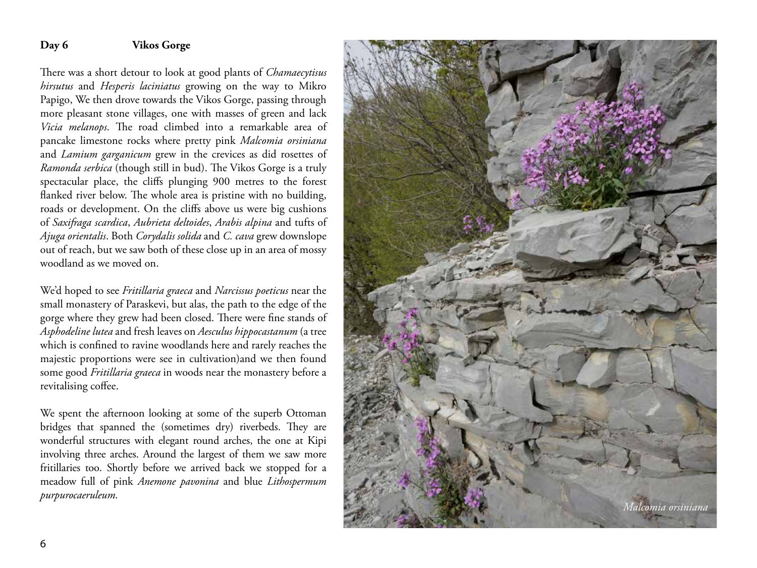**Day 6 Vikos Gorge**

There was a short detour to look at good plants of *Chamaecytisus hirsutus* and *Hesperis laciniatus* growing on the way to Mikro Papigo, We then drove towards the Vikos Gorge, passing through more pleasant stone villages, one with masses of green and lack *Vicia melanops*. The road climbed into a remarkable area of pancake limestone rocks where pretty pink *Malcomia orsiniana* and *Lamium garganicum* grew in the crevices as did rosettes of *Ramonda serbica* (though still in bud). The Vikos Gorge is a truly spectacular place, the cliffs plunging 900 metres to the forest flanked river below. The whole area is pristine with no building, roads or development. On the cliffs above us were big cushions of *Saxifraga scardica*, *Aubrieta deltoides*, *Arabis alpina* and tufts of *Ajuga orientalis*. Both *Corydalis solida* and *C. cava* grew downslope out of reach, but we saw both of these close up in an area of mossy woodland as we moved on.

We'd hoped to see *Fritillaria graeca* and *Narcissus poeticus* near the small monastery of Paraskevi, but alas, the path to the edge of the gorge where they grew had been closed. There were fine stands of *Asphodeline lutea* and fresh leaves on *Aesculus hippocastanum* (a tree which is confined to ravine woodlands here and rarely reaches the majestic proportions were see in cultivation)and we then found some good *Fritillaria graeca* in woods near the monastery before a revitalising coffee.

We spent the afternoon looking at some of the superb Ottoman bridges that spanned the (sometimes dry) riverbeds. They are wonderful structures with elegant round arches, the one at Kipi involving three arches. Around the largest of them we saw more fritillaries too. Shortly before we arrived back we stopped for a meadow full of pink *Anemone pavonina* and blue *Lithospermum purpurocaeruleum*.

*Malcomia orsiniana*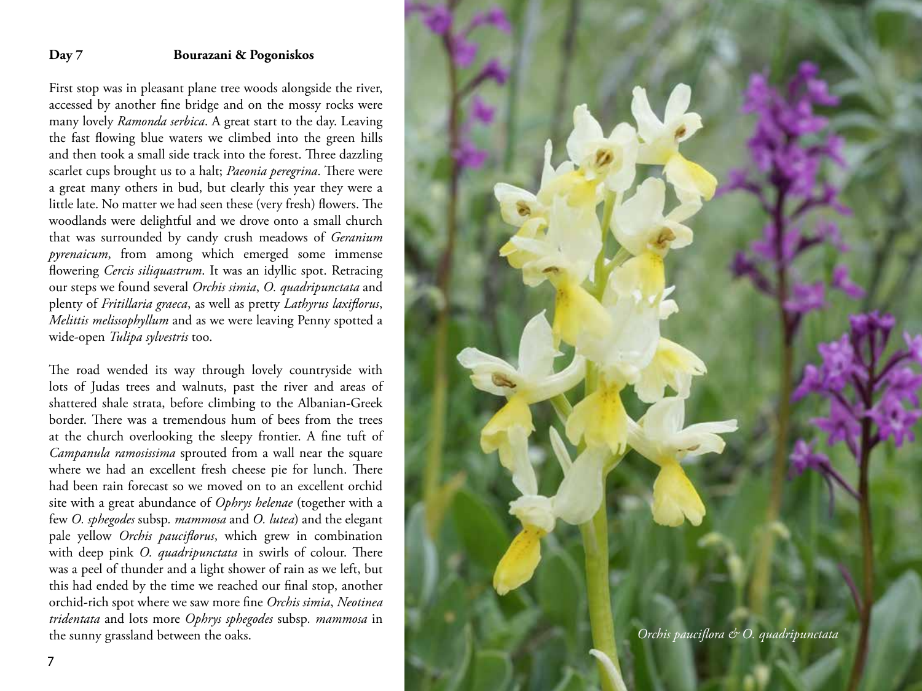**Day 7** **Bourazani & Pogoniskos**

First stop was in pleasant plane tree woods alongside the river, accessed by another fine bridge and on the mossy rocks were many lovely *Ramonda serbica*. A great start to the day. Leaving the fast flowing blue waters we climbed into the green hills and then took a small side track into the forest. Three dazzling scarlet cups brought us to a halt; *Paeonia peregrina*. There were a great many others in bud, but clearly this year they were a little late. No matter we had seen these (very fresh) flowers. The woodlands were delightful and we drove onto a small church that was surrounded by candy crush meadows of *Geranium pyrenaicum*, from among which emerged some immense flowering *Cercis siliquastrum*. It was an idyllic spot. Retracing our steps we found several *Orchis simia*, *O. quadripunctata* and plenty of *Fritillaria graeca*, as well as pretty *Lathyrus laxiflorus*, *Melittis melissophyllum* and as we were leaving Penny spotted a wide-open *Tulipa sylvestris* too.

The road wended its way through lovely countryside with lots of Judas trees and walnuts, past the river and areas of shattered shale strata, before climbing to the Albanian-Greek border. There was a tremendous hum of bees from the trees at the church overlooking the sleepy frontier. A fine tuft of *Campanula ramosissima* sprouted from a wall near the square where we had an excellent fresh cheese pie for lunch. There had been rain forecast so we moved on to an excellent orchid site with a great abundance of *Ophrys helenae* (together with a few *O. sphegodes* subsp. *mammosa* and *O. lutea*) and the elegant pale yellow *Orchis pauciflorus*, which grew in combination with deep pink *O. quadripunctata* in swirls of colour. There was a peel of thunder and a light shower of rain as we left, but this had ended by the time we reached our final stop, another orchid-rich spot where we saw more fine *Orchis simia*, *Neotinea tridentata* and lots more *Ophrys sphegodes* subsp. *mammosa* in the sunny grassland between the oaks.

*Orchis pauciflora & O. quadripunctata*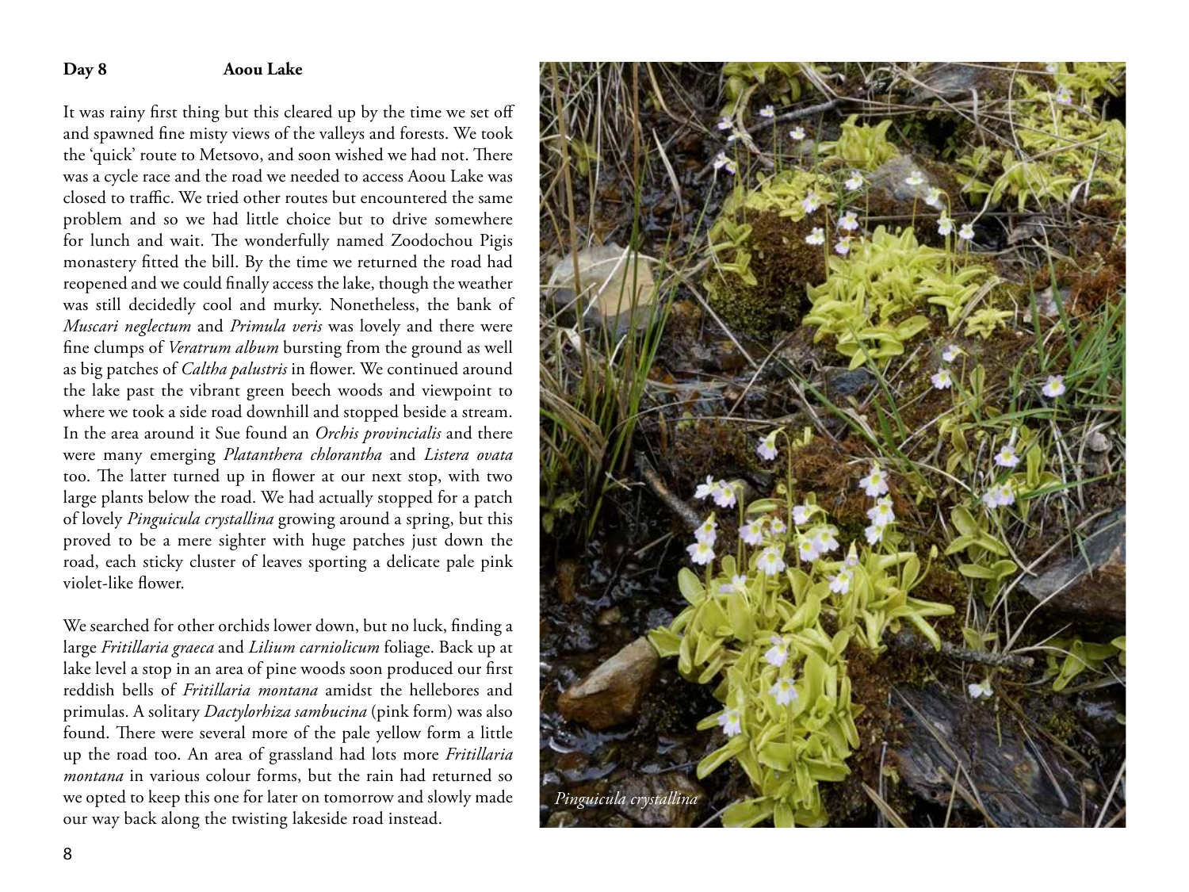## Day 8 Aoou Lake

It was rainy first thing but this cleared up by the time we set off and spawned fine misty views of the valleys and forests. We took the 'quick' route to Metsovo, and soon wished we had not. There was a cycle race and the road we needed to access Aoou Lake was closed to traffic. We tried other routes but encountered the same problem and so we had little choice but to drive somewhere for lunch and wait. The wonderfully named Zoodochou Pigis monastery fitted the bill. By the time we returned the road had reopened and we could finally access the lake, though the weather was still decidedly cool and murky. Nonetheless, the bank of *Muscari neglectum* and *Primula veris* was lovely and there were fine clumps of *Veratrum album* bursting from the ground as well as big patches of *Caltha palustris* in flower. We continued around the lake past the vibrant green beech woods and viewpoint to where we took a side road downhill and stopped beside a stream. In the area around it Sue found an *Orchis provincialis* and there were many emerging *Platanthera chlorantha* and *Listera ovata* too. The latter turned up in flower at our next stop, with two large plants below the road. We had actually stopped for a patch of lovely *Pinguicula crystallina* growing around a spring, but this proved to be a mere sighter with huge patches just down the road, each sticky cluster of leaves sporting a delicate pale pink violet-like flower.

We searched for other orchids lower down, but no luck, finding a large *Fritillaria graeca* and *Lilium carniolicum* foliage. Back up at lake level a stop in an area of pine woods soon produced our first reddish bells of *Fritillaria montana* amidst the hellebores and primulas. A solitary *Dactylorhiza sambucina* (pink form) was also found. There were several more of the pale yellow form a little up the road too. An area of grassland had lots more *Fritillaria montana* in various colour forms, but the rain had returned so we opted to keep this one for later on tomorrow and slowly made our way back along the twisting lakeside road instead.

*Pinguicula crystallina*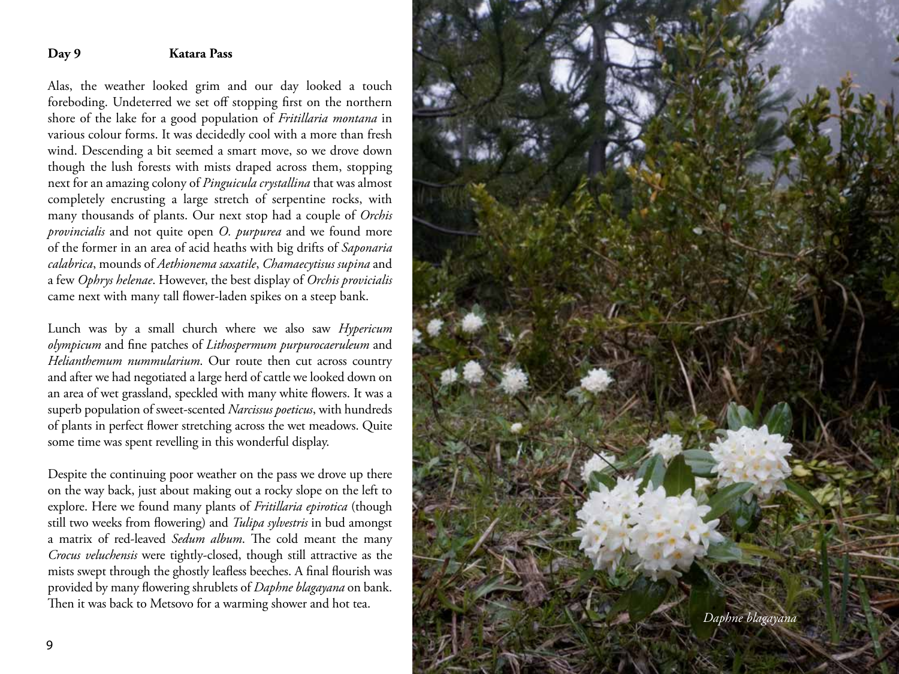## Day 9 Katara Pass

Alas, the weather looked grim and our day looked a touch foreboding. Undeterred we set off stopping first on the northern shore of the lake for a good population of *Fritillaria montana* in various colour forms. It was decidedly cool with a more than fresh wind. Descending a bit seemed a smart move, so we drove down though the lush forests with mists draped across them, stopping next for an amazing colony of *Pinguicula crystallina* that was almost completely encrusting a large stretch of serpentine rocks, with many thousands of plants. Our next stop had a couple of *Orchis provincialis* and not quite open *O. purpurea* and we found more of the former in an area of acid heaths with big drifts of *Saponaria calabrica*, mounds of *Aethionema saxatile*, *Chamaecytisus supina* and a few *Ophrys helenae*. However, the best display of *Orchis provicialis* came next with many tall flower-laden spikes on a steep bank.

Lunch was by a small church where we also saw *Hypericum olympicum* and fine patches of *Lithospermum purpurocaeruleum* and *Helianthemum nummularium*. Our route then cut across country and after we had negotiated a large herd of cattle we looked down on an area of wet grassland, speckled with many white flowers. It was a superb population of sweet-scented *Narcissus poeticus*, with hundreds of plants in perfect flower stretching across the wet meadows. Quite some time was spent revelling in this wonderful display.

Despite the continuing poor weather on the pass we drove up there on the way back, just about making out a rocky slope on the left to explore. Here we found many plants of *Fritillaria epirotica* (though still two weeks from flowering) and *Tulipa sylvestris* in bud amongst a matrix of red-leaved *Sedum album*. The cold meant the many *Crocus veluchensis* were tightly-closed, though still attractive as the mists swept through the ghostly leafless beeches. A final flourish was provided by many flowering shrublets of *Daphne blagayana* on bank. Then it was back to Metsovo for a warming shower and hot tea.

*Daphne blagayana*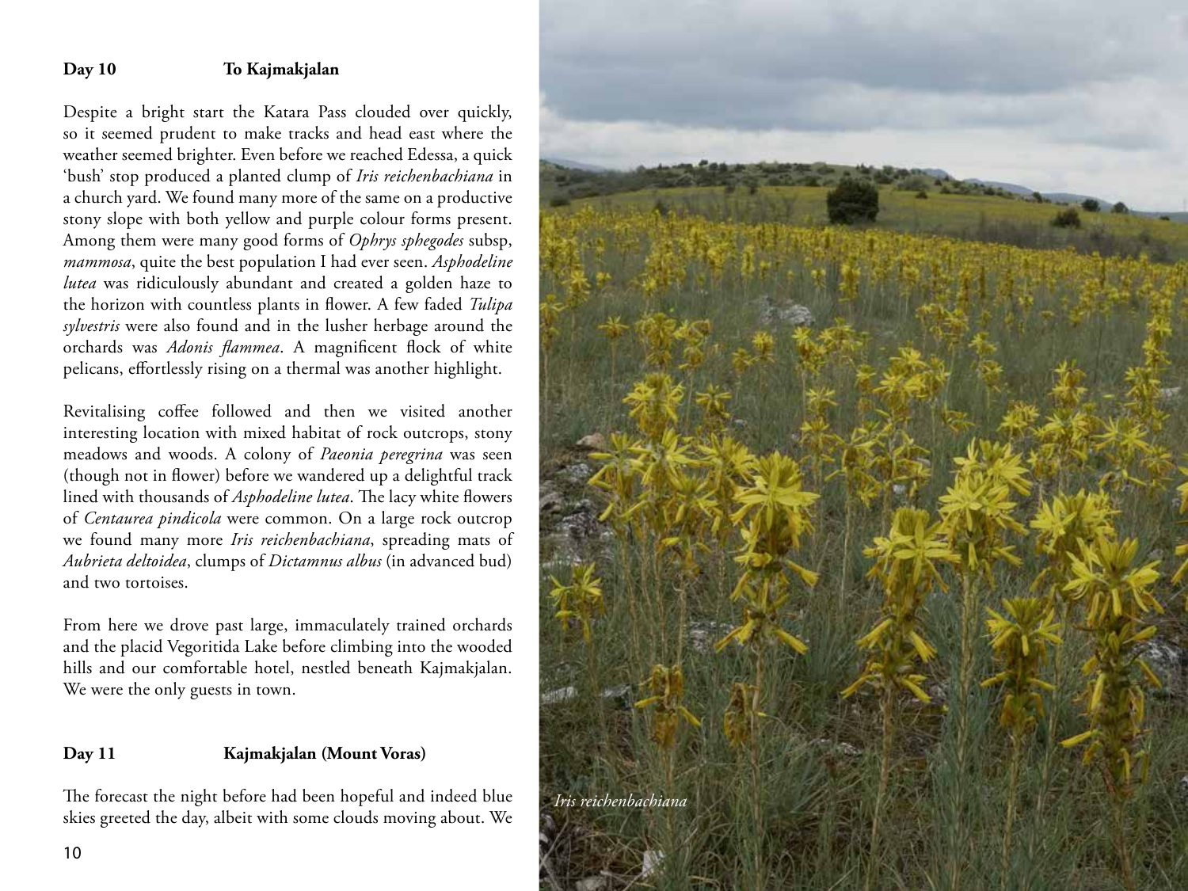**Day 10 To Kajmakjalan**

Despite a bright start the Katara Pass clouded over quickly, so it seemed prudent to make tracks and head east where the weather seemed brighter. Even before we reached Edessa, a quick 'bush' stop produced a planted clump of *Iris reichenbachiana* in a church yard. We found many more of the same on a productive stony slope with both yellow and purple colour forms present. Among them were many good forms of *Ophrys sphegodes* subsp, *mammosa*, quite the best population I had ever seen. *Asphodeline lutea* was ridiculously abundant and created a golden haze to the horizon with countless plants in flower. A few faded *Tulipa sylvestris* were also found and in the lusher herbage around the orchards was *Adonis flammea*. A magnificent flock of white pelicans, effortlessly rising on a thermal was another highlight.

Revitalising coffee followed and then we visited another interesting location with mixed habitat of rock outcrops, stony meadows and woods. A colony of *Paeonia peregrina* was seen (though not in flower) before we wandered up a delightful track lined with thousands of *Asphodeline lutea*. The lacy white flowers of *Centaurea pindicola* were common. On a large rock outcrop we found many more *Iris reichenbachiana*, spreading mats of *Aubrieta deltoidea*, clumps of *Dictamnus albus* (in advanced bud) and two tortoises.

From here we drove past large, immaculately trained orchards and the placid Vegoritida Lake before climbing into the wooded hills and our comfortable hotel, nestled beneath Kajmakjalan. We were the only guests in town.

**Day 11 Kajmakjalan (Mount Voras)**

The forecast the night before had been hopeful and indeed blue skies greeted the day, albeit with some clouds moving about. We

*Iris reichenbachiana*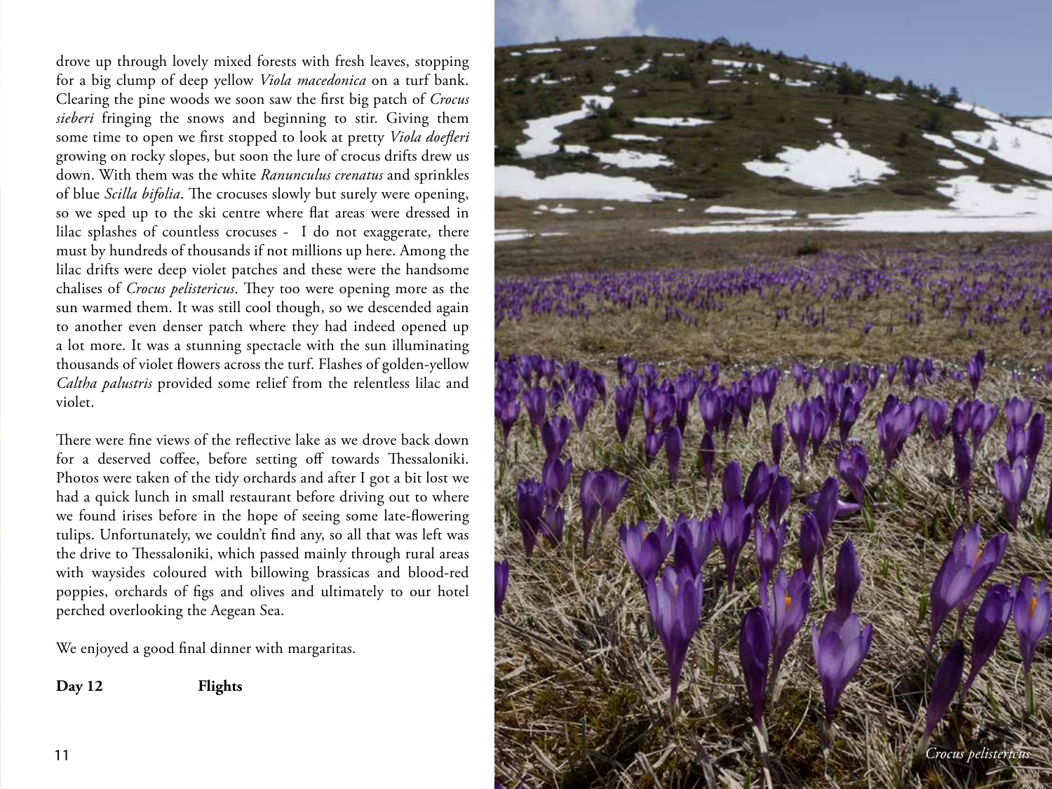drove up through lovely mixed forests with fresh leaves, stopping for a big clump of deep yellow *Viola macedonica* on a turf bank. Clearing the pine woods we soon saw the first big patch of *Crocus sieberi* fringing the snows and beginning to stir. Giving them some time to open we first stopped to look at pretty *Viola doefleri* growing on rocky slopes, but soon the lure of crocus drifts drew us down. With them was the white *Ranunculus crenatus* and sprinkles of blue *Scilla bifolia*. The crocuses slowly but surely were opening, so we sped up to the ski centre where flat areas were dressed in lilac splashes of countless crocuses - I do not exaggerate, there must by hundreds of thousands if not millions up here. Among the lilac drifts were deep violet patches and these were the handsome chalises of *Crocus pelistericus*. They too were opening more as the sun warmed them. It was still cool though, so we descended again to another even denser patch where they had indeed opened up a lot more. It was a stunning spectacle with the sun illuminating thousands of violet flowers across the turf. Flashes of golden-yellow *Caltha palustris* provided some relief from the relentless lilac and violet.

There were fine views of the reflective lake as we drove back down for a deserved coffee, before setting off towards Thessaloniki. Photos were taken of the tidy orchards and after I got a bit lost we had a quick lunch in small restaurant before driving out to where we found irises before in the hope of seeing some late-flowering tulips. Unfortunately, we couldn't find any, so all that was left was the drive to Thessaloniki, which passed mainly through rural areas with waysides coloured with billowing brassicas and blood-red poppies, orchards of figs and olives and ultimately to our hotel perched overlooking the Aegean Sea.

We enjoyed a good final dinner with margaritas.

**Day 12** **Flights**

*Crocus pelistericus*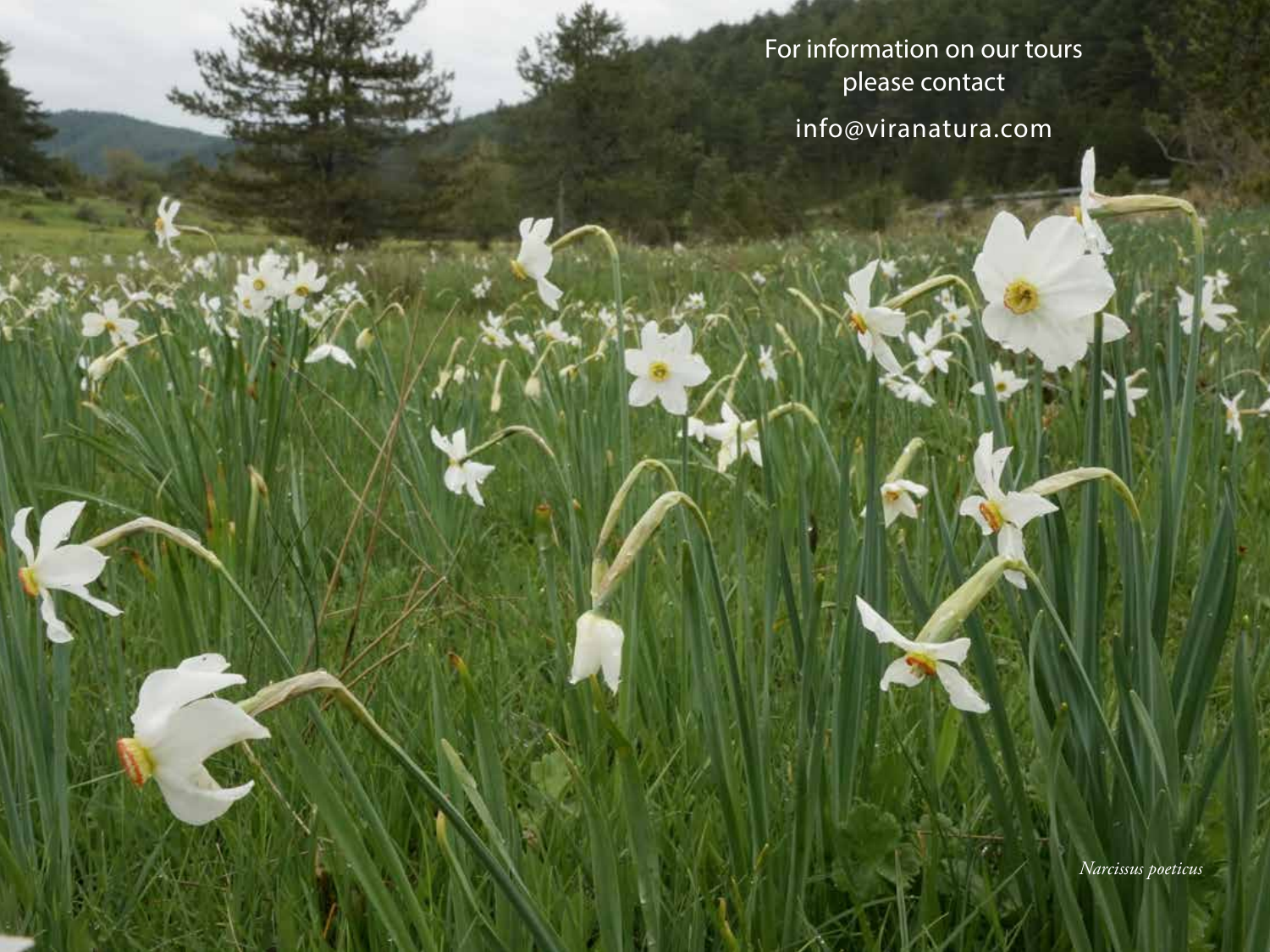For information on our tours
please contact

info@viranatura.com

*Narcissus poeticus*